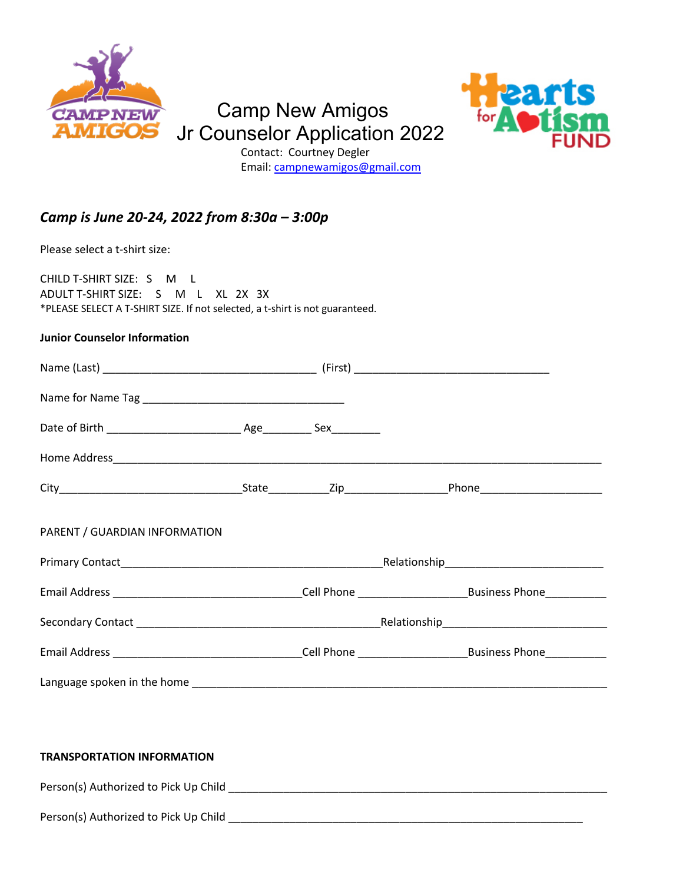# Camp New Amigos
# Jr Counselor Application 2022

Contact: Courtney Degler
Email: campnewamigos@gmail.com

***Camp is June 20-24, 2022 from 8:30a – 3:00p***

Please select a t-shirt size:

CHILD T-SHIRT SIZE: S M L
ADULT T-SHIRT SIZE: S M L XL 2X 3X
*PLEASE SELECT A T-SHIRT SIZE. If not selected, a t-shirt is not guaranteed.

**Junior Counselor Information**

Name (Last) ___________________________________ (First) ________________________________

Name for Name Tag _________________________________

Date of Birth ______________________ Age________ Sex________

Home Address_________________________________________________________________________________

City______________________________State_________Zip________________Phone____________________

PARENT / GUARDIAN INFORMATION

Primary Contact___________________________________________Relationship__________________________

Email Address ______________________________Cell Phone _________________Business Phone__________

Secondary Contact ________________________________________Relationship___________________________

Email Address ______________________________Cell Phone _________________Business Phone__________

Language spoken in the home ____________________________________________________________________

**TRANSPORTATION INFORMATION**

Person(s) Authorized to Pick Up Child ___________________________________________________________

Person(s) Authorized to Pick Up Child __________________________________________________________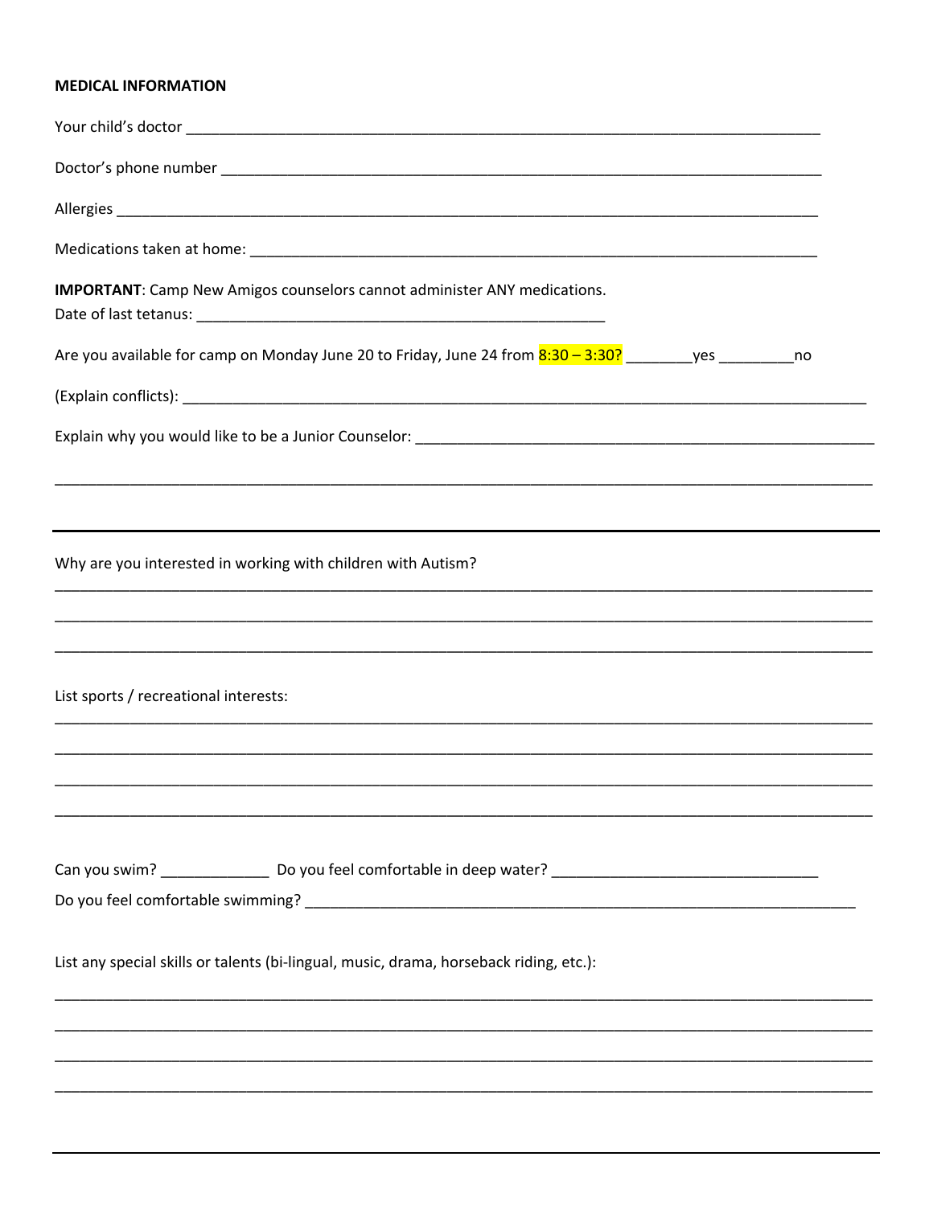**MEDICAL INFORMATION**

Your child's doctor ___________________________________________________________________________

Doctor's phone number ________________________________________________________________________

Allergies _____________________________________________________________________________________

Medications taken at home: ___________________________________________________________________

**IMPORTANT**: Camp New Amigos counselors cannot administer ANY medications.

Date of last tetanus: ______________________________________________

Are you available for camp on Monday June 20 to Friday, June 24 from 8:30 – 3:30? ________yes _________no

(Explain conflicts): ___________________________________________________________________________________

Explain why you would like to be a Junior Counselor: ________________________________________________________

_____________________________________________________________________________________________

---

Why are you interested in working with children with Autism?

_____________________________________________________________________________________________

_____________________________________________________________________________________________

_____________________________________________________________________________________________

List sports / recreational interests:

_____________________________________________________________________________________________

_____________________________________________________________________________________________

_____________________________________________________________________________________________

_____________________________________________________________________________________________

Can you swim? _____________ Do you feel comfortable in deep water? _______________________________

Do you feel comfortable swimming? ___________________________________________________________________

List any special skills or talents (bi-lingual, music, drama, horseback riding, etc.):

_____________________________________________________________________________________________

_____________________________________________________________________________________________

_____________________________________________________________________________________________

_____________________________________________________________________________________________

---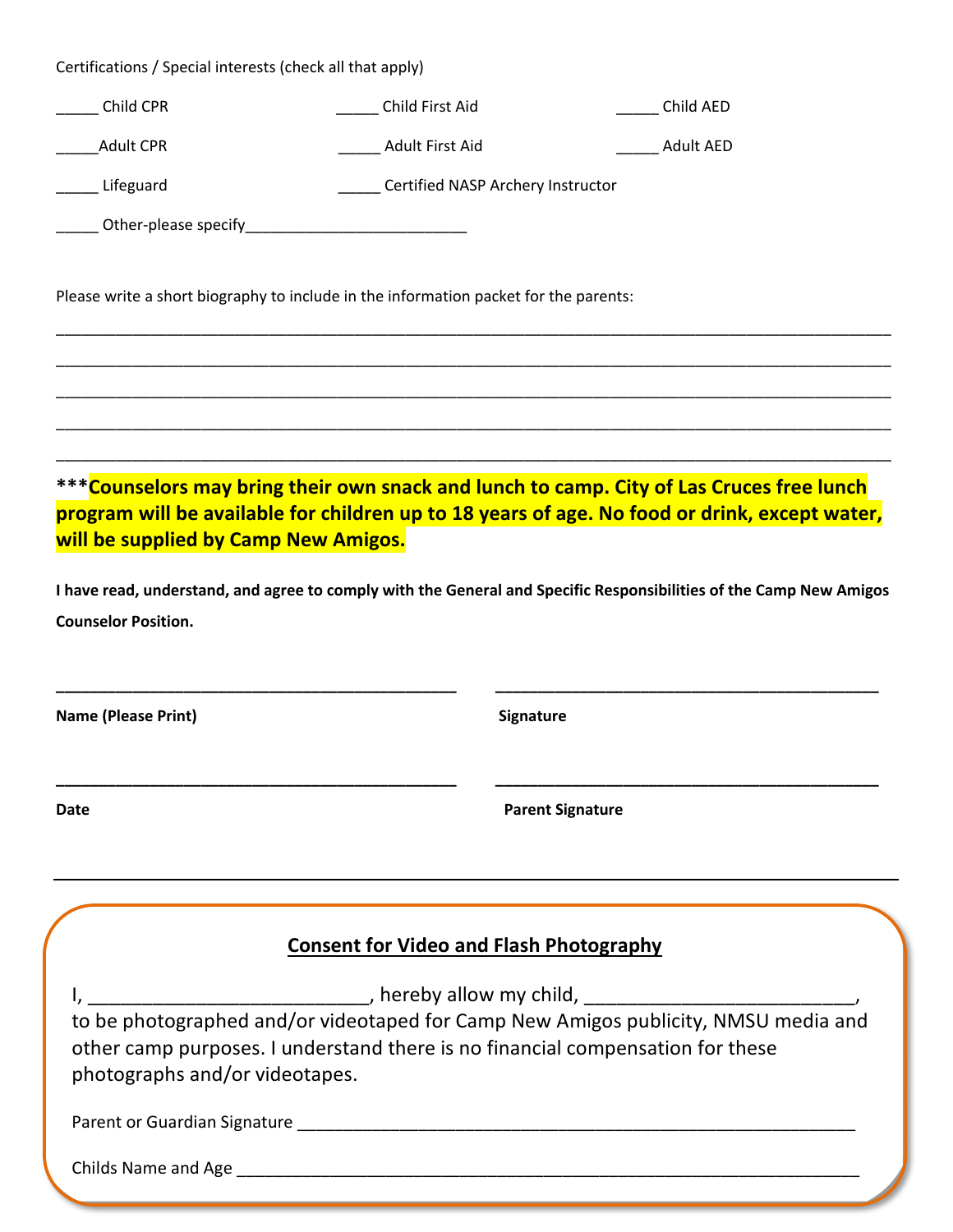Certifications / Special interests (check all that apply)

_____ Child CPR _____ Child First Aid _____ Child AED

_____Adult CPR _____ Adult First Aid _____ Adult AED

_____ Lifeguard _____ Certified NASP Archery Instructor

_____ Other-please specify__________________________

Please write a short biography to include in the information packet for the parents:

______________________________________________________________________________________________

______________________________________________________________________________________________

______________________________________________________________________________________________

______________________________________________________________________________________________

______________________________________________________________________________________________

*****Counselors may bring their own snack and lunch to camp. City of Las Cruces free lunch program will be available for children up to 18 years of age. No food or drink, except water, will be supplied by Camp New Amigos.**

**I have read, understand, and agree to comply with the General and Specific Responsibilities of the Camp New Amigos Counselor Position.**

_____________________________________________ _____________________________________________

**Name (Please Print)** **Signature**

_____________________________________________ _____________________________________________

**Date** **Parent Signature**

---

## Consent for Video and Flash Photography

I, ___________________________, hereby allow my child, __________________________, to be photographed and/or videotaped for Camp New Amigos publicity, NMSU media and other camp purposes. I understand there is no financial compensation for these photographs and/or videotapes.

Parent or Guardian Signature _____________________________________________________________

Childs Name and Age ___________________________________________________________________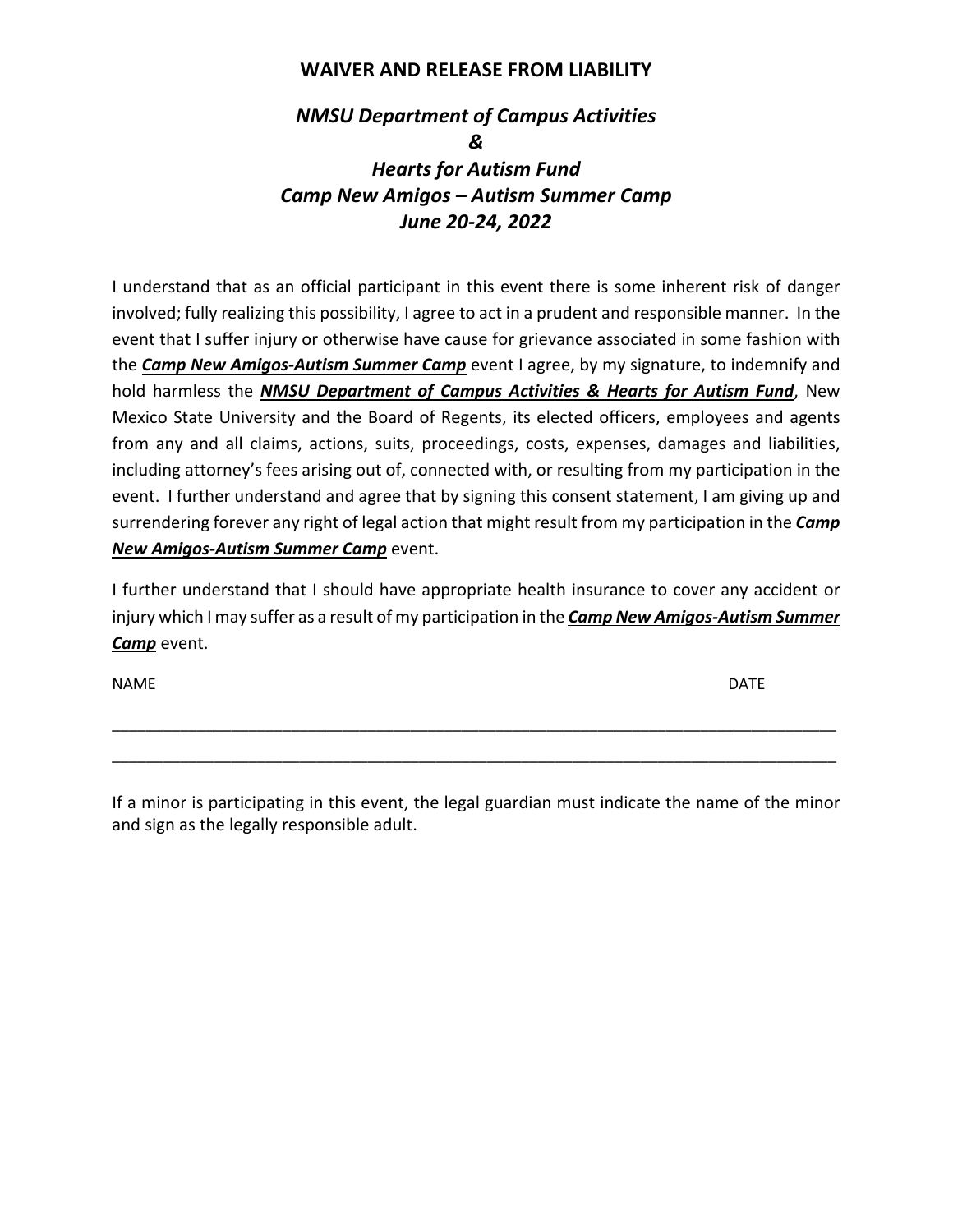# WAIVER AND RELEASE FROM LIABILITY

## *NMSU Department of Campus Activities*
## *&*
## *Hearts for Autism Fund*
## *Camp New Amigos – Autism Summer Camp*
## *June 20-24, 2022*

I understand that as an official participant in this event there is some inherent risk of danger involved; fully realizing this possibility, I agree to act in a prudent and responsible manner. In the event that I suffer injury or otherwise have cause for grievance associated in some fashion with the ***Camp New Amigos-Autism Summer Camp*** event I agree, by my signature, to indemnify and hold harmless the ***NMSU Department of Campus Activities & Hearts for Autism Fund***, New Mexico State University and the Board of Regents, its elected officers, employees and agents from any and all claims, actions, suits, proceedings, costs, expenses, damages and liabilities, including attorney's fees arising out of, connected with, or resulting from my participation in the event. I further understand and agree that by signing this consent statement, I am giving up and surrendering forever any right of legal action that might result from my participation in the ***Camp New Amigos-Autism Summer Camp*** event.

I further understand that I should have appropriate health insurance to cover any accident or injury which I may suffer as a result of my participation in the ***Camp New Amigos-Autism Summer Camp*** event.

NAME DATE

\_\_\_\_\_\_\_\_\_\_\_\_\_\_\_\_\_\_\_\_\_\_\_\_\_\_\_\_\_\_\_\_\_\_\_\_\_\_\_\_\_\_\_\_\_\_\_\_\_\_\_\_\_\_\_\_\_\_\_\_\_\_\_\_\_\_\_\_\_\_\_\_\_\_\_\_\_\_

\_\_\_\_\_\_\_\_\_\_\_\_\_\_\_\_\_\_\_\_\_\_\_\_\_\_\_\_\_\_\_\_\_\_\_\_\_\_\_\_\_\_\_\_\_\_\_\_\_\_\_\_\_\_\_\_\_\_\_\_\_\_\_\_\_\_\_\_\_\_\_\_\_\_\_\_\_\_

If a minor is participating in this event, the legal guardian must indicate the name of the minor and sign as the legally responsible adult.